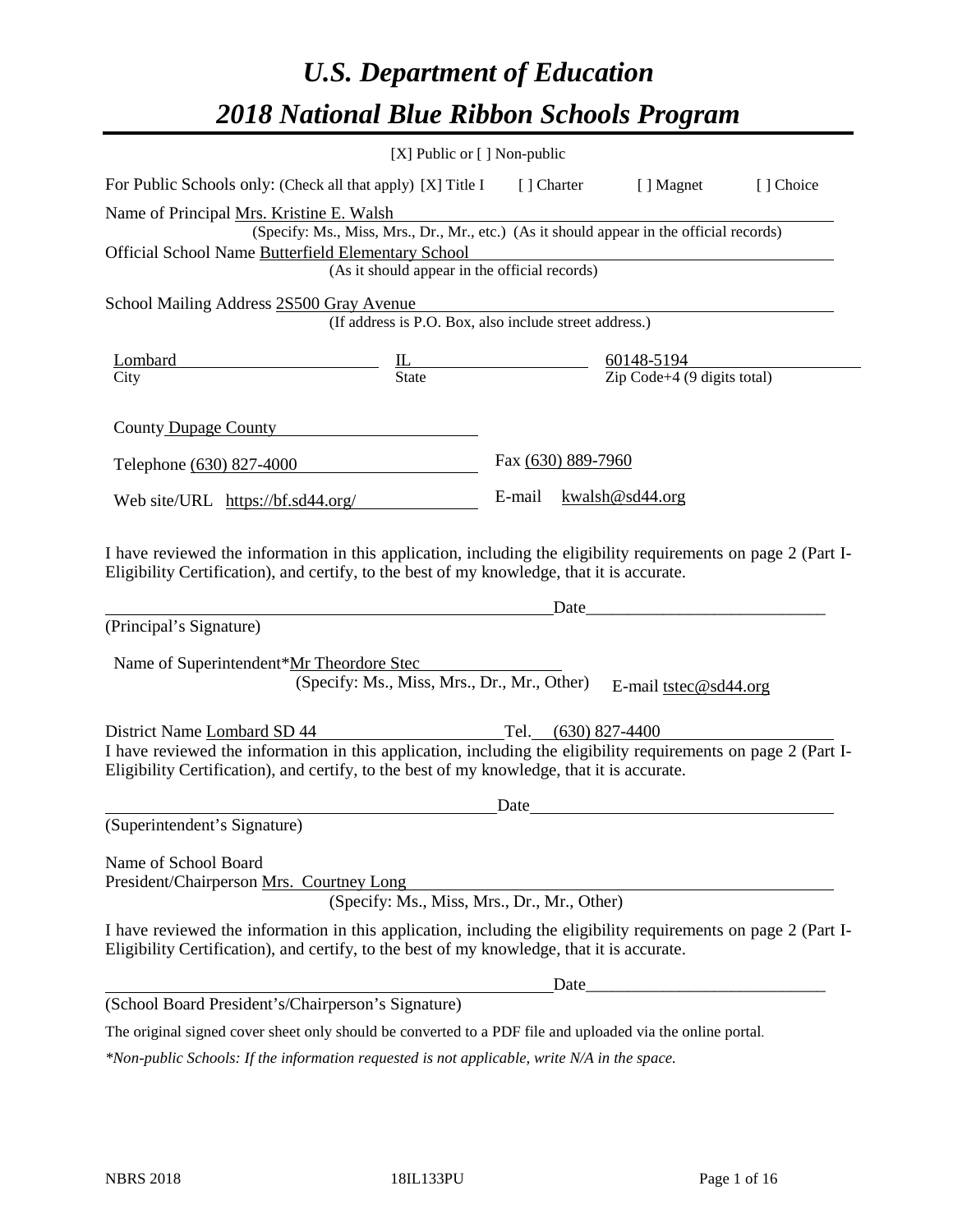# *U.S. Department of Education*
# *2018 National Blue Ribbon Schools Program*

[X] Public or [ ] Non-public

For Public Schools only: (Check all that apply) [X] Title I [ ] Charter [ ] Magnet [ ] Choice

Name of Principal Mrs. Kristine E. Walsh
(Specify: Ms., Miss, Mrs., Dr., Mr., etc.) (As it should appear in the official records)

Official School Name Butterfield Elementary School
(As it should appear in the official records)

School Mailing Address 2S500 Gray Avenue
(If address is P.O. Box, also include street address.)

| City | State | Zip Code+4 (9 digits total) |
|---|---|---|
| Lombard | IL | 60148-5194 |

County Dupage County

Telephone (630) 827-4000 Fax (630) 889-7960

Web site/URL https://bf.sd44.org/ E-mail kwalsh@sd44.org

I have reviewed the information in this application, including the eligibility requirements on page 2 (Part I-Eligibility Certification), and certify, to the best of my knowledge, that it is accurate.

\_\_\_\_\_\_\_\_\_\_\_\_\_\_\_\_\_\_\_\_\_\_\_\_\_\_\_\_\_\_ Date\_\_\_\_\_\_\_\_\_\_\_\_\_\_\_\_\_\_\_\_

(Principal's Signature)

Name of Superintendent\*Mr Theordore Stec
(Specify: Ms., Miss, Mrs., Dr., Mr., Other) E-mail tstec@sd44.org

District Name Lombard SD 44 Tel. (630) 827-4400

I have reviewed the information in this application, including the eligibility requirements on page 2 (Part I-Eligibility Certification), and certify, to the best of my knowledge, that it is accurate.

\_\_\_\_\_\_\_\_\_\_\_\_\_\_\_\_\_\_\_\_\_\_\_\_\_\_\_\_\_\_ Date\_\_\_\_\_\_\_\_\_\_\_\_\_\_\_\_\_\_\_\_

(Superintendent's Signature)

Name of School Board
President/Chairperson Mrs. Courtney Long
(Specify: Ms., Miss, Mrs., Dr., Mr., Other)

I have reviewed the information in this application, including the eligibility requirements on page 2 (Part I-Eligibility Certification), and certify, to the best of my knowledge, that it is accurate.

\_\_\_\_\_\_\_\_\_\_\_\_\_\_\_\_\_\_\_\_\_\_\_\_\_\_\_\_\_\_ Date\_\_\_\_\_\_\_\_\_\_\_\_\_\_\_\_\_\_\_\_

(School Board President's/Chairperson's Signature)

The original signed cover sheet only should be converted to a PDF file and uploaded via the online portal.

*\*Non-public Schools: If the information requested is not applicable, write N/A in the space.*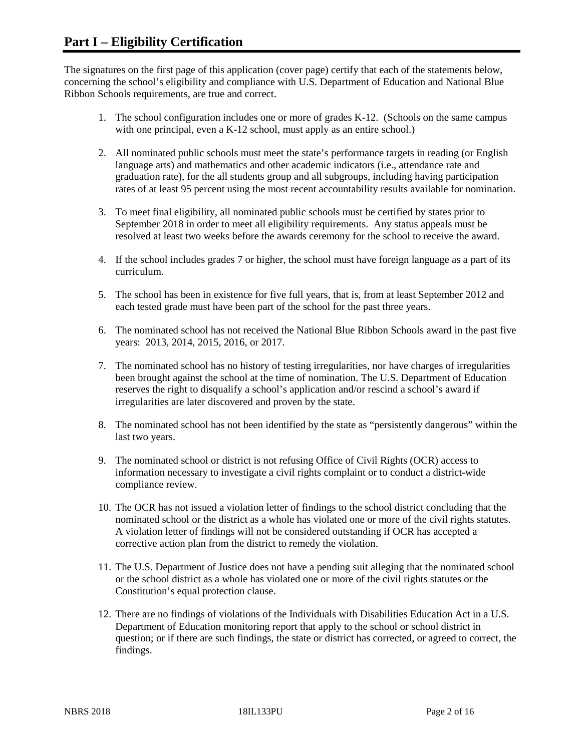# Part I – Eligibility Certification

The signatures on the first page of this application (cover page) certify that each of the statements below, concerning the school's eligibility and compliance with U.S. Department of Education and National Blue Ribbon Schools requirements, are true and correct.

1. The school configuration includes one or more of grades K-12. (Schools on the same campus with one principal, even a K-12 school, must apply as an entire school.)

2. All nominated public schools must meet the state's performance targets in reading (or English language arts) and mathematics and other academic indicators (i.e., attendance rate and graduation rate), for the all students group and all subgroups, including having participation rates of at least 95 percent using the most recent accountability results available for nomination.

3. To meet final eligibility, all nominated public schools must be certified by states prior to September 2018 in order to meet all eligibility requirements. Any status appeals must be resolved at least two weeks before the awards ceremony for the school to receive the award.

4. If the school includes grades 7 or higher, the school must have foreign language as a part of its curriculum.

5. The school has been in existence for five full years, that is, from at least September 2012 and each tested grade must have been part of the school for the past three years.

6. The nominated school has not received the National Blue Ribbon Schools award in the past five years: 2013, 2014, 2015, 2016, or 2017.

7. The nominated school has no history of testing irregularities, nor have charges of irregularities been brought against the school at the time of nomination. The U.S. Department of Education reserves the right to disqualify a school's application and/or rescind a school's award if irregularities are later discovered and proven by the state.

8. The nominated school has not been identified by the state as "persistently dangerous" within the last two years.

9. The nominated school or district is not refusing Office of Civil Rights (OCR) access to information necessary to investigate a civil rights complaint or to conduct a district-wide compliance review.

10. The OCR has not issued a violation letter of findings to the school district concluding that the nominated school or the district as a whole has violated one or more of the civil rights statutes. A violation letter of findings will not be considered outstanding if OCR has accepted a corrective action plan from the district to remedy the violation.

11. The U.S. Department of Justice does not have a pending suit alleging that the nominated school or the school district as a whole has violated one or more of the civil rights statutes or the Constitution's equal protection clause.

12. There are no findings of violations of the Individuals with Disabilities Education Act in a U.S. Department of Education monitoring report that apply to the school or school district in question; or if there are such findings, the state or district has corrected, or agreed to correct, the findings.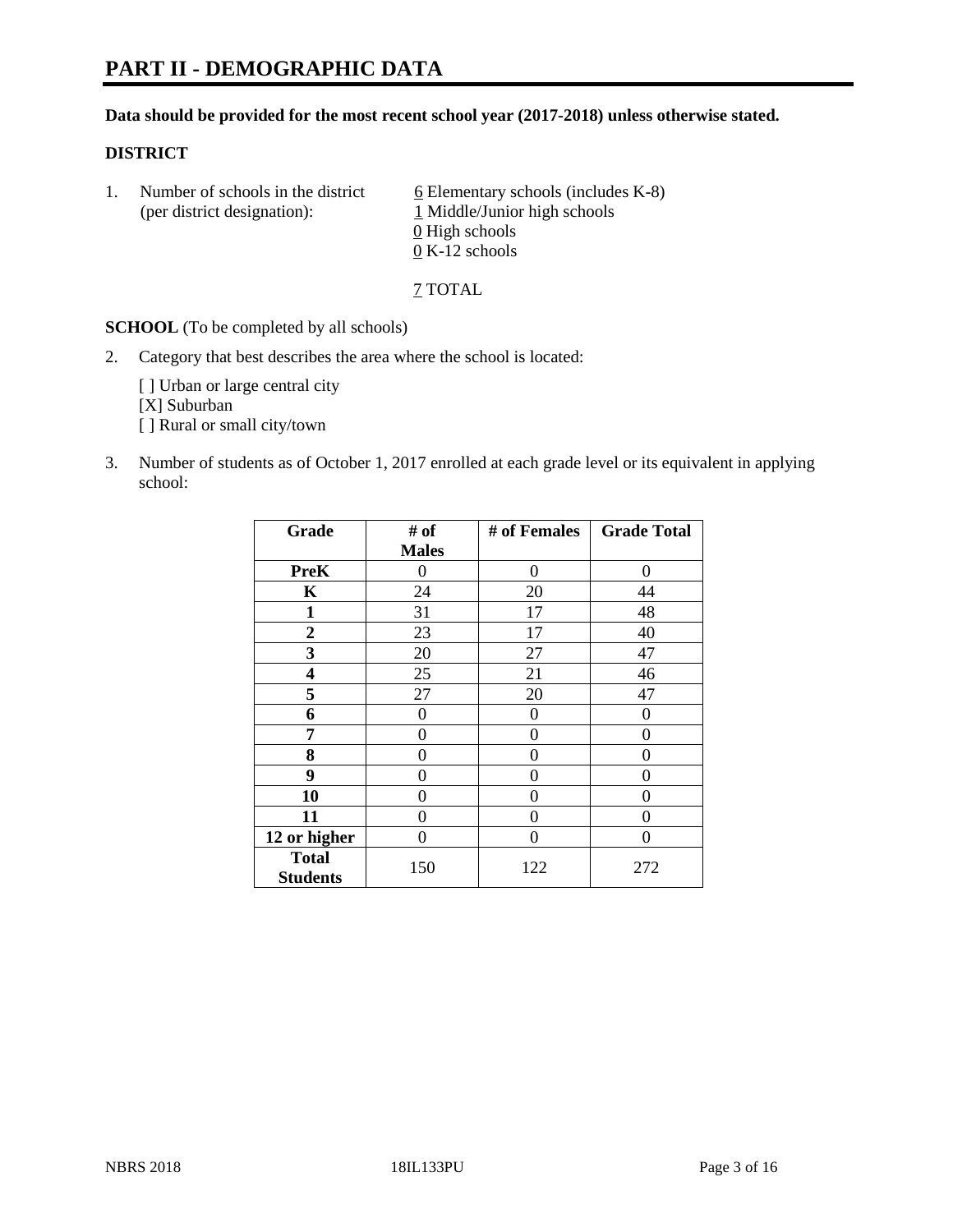# PART II - DEMOGRAPHIC DATA

**Data should be provided for the most recent school year (2017-2018) unless otherwise stated.**

**DISTRICT**

1. Number of schools in the district (per district designation):
   6 Elementary schools (includes K-8)
   1 Middle/Junior high schools
   0 High schools
   0 K-12 schools

   7 TOTAL

**SCHOOL** (To be completed by all schools)

2. Category that best describes the area where the school is located:

   [ ] Urban or large central city
   [X] Suburban
   [ ] Rural or small city/town

3. Number of students as of October 1, 2017 enrolled at each grade level or its equivalent in applying school:

| Grade | # of Males | # of Females | Grade Total |
|---|---|---|---|
| PreK | 0 | 0 | 0 |
| K | 24 | 20 | 44 |
| 1 | 31 | 17 | 48 |
| 2 | 23 | 17 | 40 |
| 3 | 20 | 27 | 47 |
| 4 | 25 | 21 | 46 |
| 5 | 27 | 20 | 47 |
| 6 | 0 | 0 | 0 |
| 7 | 0 | 0 | 0 |
| 8 | 0 | 0 | 0 |
| 9 | 0 | 0 | 0 |
| 10 | 0 | 0 | 0 |
| 11 | 0 | 0 | 0 |
| 12 or higher | 0 | 0 | 0 |
| Total Students | 150 | 122 | 272 |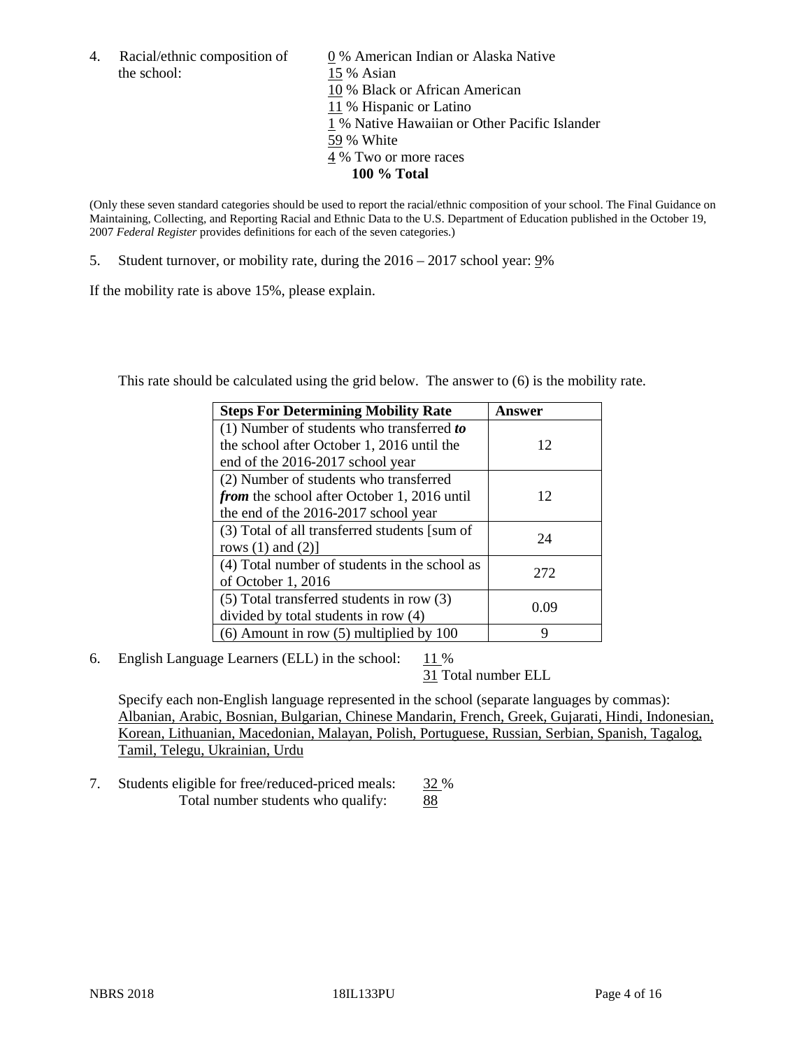4. Racial/ethnic composition of the school:

0 % American Indian or Alaska Native
15 % Asian
10 % Black or African American
11 % Hispanic or Latino
1 % Native Hawaiian or Other Pacific Islander
59 % White
4 % Two or more races
**100 % Total**

(Only these seven standard categories should be used to report the racial/ethnic composition of your school. The Final Guidance on Maintaining, Collecting, and Reporting Racial and Ethnic Data to the U.S. Department of Education published in the October 19, 2007 *Federal Register* provides definitions for each of the seven categories.)

5. Student turnover, or mobility rate, during the 2016 – 2017 school year: 9%

If the mobility rate is above 15%, please explain.

This rate should be calculated using the grid below. The answer to (6) is the mobility rate.

| Steps For Determining Mobility Rate | Answer |
|---|---|
| (1) Number of students who transferred ***to*** the school after October 1, 2016 until the end of the 2016-2017 school year | 12 |
| (2) Number of students who transferred ***from*** the school after October 1, 2016 until the end of the 2016-2017 school year | 12 |
| (3) Total of all transferred students [sum of rows (1) and (2)] | 24 |
| (4) Total number of students in the school as of October 1, 2016 | 272 |
| (5) Total transferred students in row (3) divided by total students in row (4) | 0.09 |
| (6) Amount in row (5) multiplied by 100 | 9 |

6. English Language Learners (ELL) in the school: 11 %
31 Total number ELL

Specify each non-English language represented in the school (separate languages by commas):
Albanian, Arabic, Bosnian, Bulgarian, Chinese Mandarin, French, Greek, Gujarati, Hindi, Indonesian, Korean, Lithuanian, Macedonian, Malayan, Polish, Portuguese, Russian, Serbian, Spanish, Tagalog, Tamil, Telegu, Ukrainian, Urdu

7. Students eligible for free/reduced-priced meals: 32 %
Total number students who qualify: 88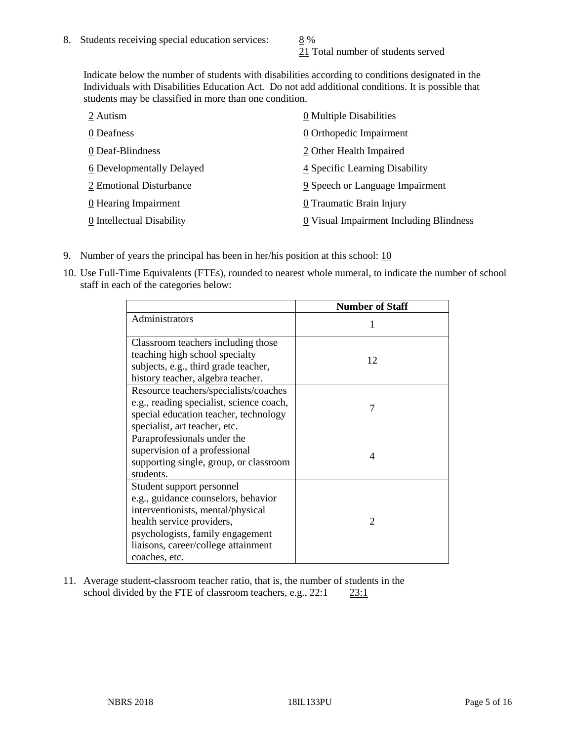8. Students receiving special education services: 8 %
   21 Total number of students served

   Indicate below the number of students with disabilities according to conditions designated in the Individuals with Disabilities Education Act. Do not add additional conditions. It is possible that students may be classified in more than one condition.

| | |
|---|---|
| 2 Autism | 0 Multiple Disabilities |
| 0 Deafness | 0 Orthopedic Impairment |
| 0 Deaf-Blindness | 2 Other Health Impaired |
| 6 Developmentally Delayed | 4 Specific Learning Disability |
| 2 Emotional Disturbance | 9 Speech or Language Impairment |
| 0 Hearing Impairment | 0 Traumatic Brain Injury |
| 0 Intellectual Disability | 0 Visual Impairment Including Blindness |

9. Number of years the principal has been in her/his position at this school: 10

10. Use Full-Time Equivalents (FTEs), rounded to nearest whole numeral, to indicate the number of school staff in each of the categories below:

| | Number of Staff |
|---|---|
| Administrators | 1 |
| Classroom teachers including those teaching high school specialty subjects, e.g., third grade teacher, history teacher, algebra teacher. | 12 |
| Resource teachers/specialists/coaches e.g., reading specialist, science coach, special education teacher, technology specialist, art teacher, etc. | 7 |
| Paraprofessionals under the supervision of a professional supporting single, group, or classroom students. | 4 |
| Student support personnel e.g., guidance counselors, behavior interventionists, mental/physical health service providers, psychologists, family engagement liaisons, career/college attainment coaches, etc. | 2 |

11. Average student-classroom teacher ratio, that is, the number of students in the school divided by the FTE of classroom teachers, e.g., 22:1 23:1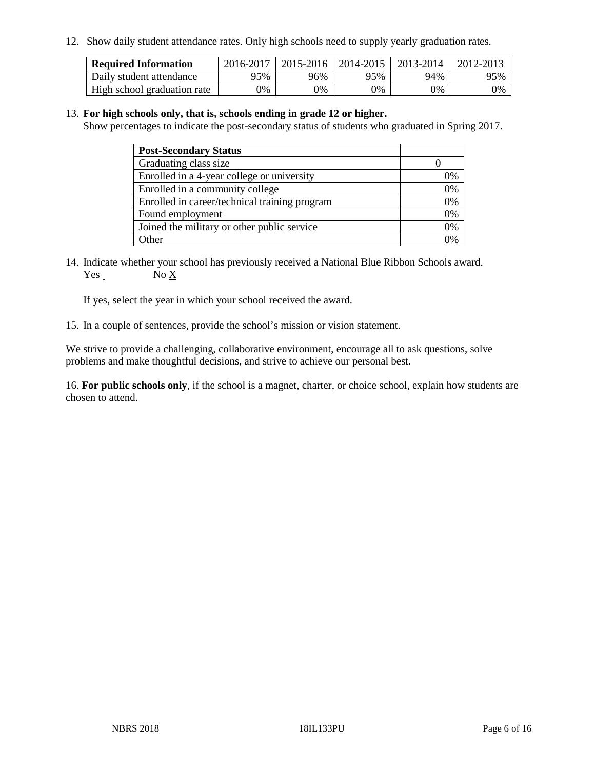12. Show daily student attendance rates. Only high schools need to supply yearly graduation rates.

| Required Information | 2016-2017 | 2015-2016 | 2014-2015 | 2013-2014 | 2012-2013 |
|---|---|---|---|---|---|
| Daily student attendance | 95% | 96% | 95% | 94% | 95% |
| High school graduation rate | 0% | 0% | 0% | 0% | 0% |

13. **For high schools only, that is, schools ending in grade 12 or higher.**
Show percentages to indicate the post-secondary status of students who graduated in Spring 2017.

| Post-Secondary Status | |
|---|---|
| Graduating class size | 0 |
| Enrolled in a 4-year college or university | 0% |
| Enrolled in a community college | 0% |
| Enrolled in career/technical training program | 0% |
| Found employment | 0% |
| Joined the military or other public service | 0% |
| Other | 0% |

14. Indicate whether your school has previously received a National Blue Ribbon Schools award.
Yes ___ No X

If yes, select the year in which your school received the award.

15. In a couple of sentences, provide the school's mission or vision statement.

We strive to provide a challenging, collaborative environment, encourage all to ask questions, solve problems and make thoughtful decisions, and strive to achieve our personal best.

16. **For public schools only**, if the school is a magnet, charter, or choice school, explain how students are chosen to attend.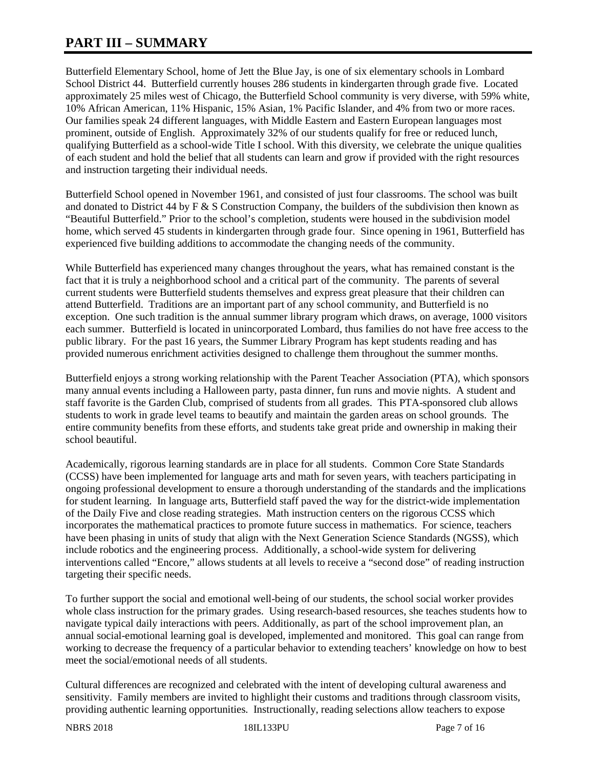# PART III – SUMMARY

Butterfield Elementary School, home of Jett the Blue Jay, is one of six elementary schools in Lombard School District 44. Butterfield currently houses 286 students in kindergarten through grade five. Located approximately 25 miles west of Chicago, the Butterfield School community is very diverse, with 59% white, 10% African American, 11% Hispanic, 15% Asian, 1% Pacific Islander, and 4% from two or more races. Our families speak 24 different languages, with Middle Eastern and Eastern European languages most prominent, outside of English. Approximately 32% of our students qualify for free or reduced lunch, qualifying Butterfield as a school-wide Title I school. With this diversity, we celebrate the unique qualities of each student and hold the belief that all students can learn and grow if provided with the right resources and instruction targeting their individual needs.

Butterfield School opened in November 1961, and consisted of just four classrooms. The school was built and donated to District 44 by F & S Construction Company, the builders of the subdivision then known as "Beautiful Butterfield." Prior to the school's completion, students were housed in the subdivision model home, which served 45 students in kindergarten through grade four. Since opening in 1961, Butterfield has experienced five building additions to accommodate the changing needs of the community.

While Butterfield has experienced many changes throughout the years, what has remained constant is the fact that it is truly a neighborhood school and a critical part of the community. The parents of several current students were Butterfield students themselves and express great pleasure that their children can attend Butterfield. Traditions are an important part of any school community, and Butterfield is no exception. One such tradition is the annual summer library program which draws, on average, 1000 visitors each summer. Butterfield is located in unincorporated Lombard, thus families do not have free access to the public library. For the past 16 years, the Summer Library Program has kept students reading and has provided numerous enrichment activities designed to challenge them throughout the summer months.

Butterfield enjoys a strong working relationship with the Parent Teacher Association (PTA), which sponsors many annual events including a Halloween party, pasta dinner, fun runs and movie nights. A student and staff favorite is the Garden Club, comprised of students from all grades. This PTA-sponsored club allows students to work in grade level teams to beautify and maintain the garden areas on school grounds. The entire community benefits from these efforts, and students take great pride and ownership in making their school beautiful.

Academically, rigorous learning standards are in place for all students. Common Core State Standards (CCSS) have been implemented for language arts and math for seven years, with teachers participating in ongoing professional development to ensure a thorough understanding of the standards and the implications for student learning. In language arts, Butterfield staff paved the way for the district-wide implementation of the Daily Five and close reading strategies. Math instruction centers on the rigorous CCSS which incorporates the mathematical practices to promote future success in mathematics. For science, teachers have been phasing in units of study that align with the Next Generation Science Standards (NGSS), which include robotics and the engineering process. Additionally, a school-wide system for delivering interventions called "Encore," allows students at all levels to receive a "second dose" of reading instruction targeting their specific needs.

To further support the social and emotional well-being of our students, the school social worker provides whole class instruction for the primary grades. Using research-based resources, she teaches students how to navigate typical daily interactions with peers. Additionally, as part of the school improvement plan, an annual social-emotional learning goal is developed, implemented and monitored. This goal can range from working to decrease the frequency of a particular behavior to extending teachers' knowledge on how to best meet the social/emotional needs of all students.

Cultural differences are recognized and celebrated with the intent of developing cultural awareness and sensitivity. Family members are invited to highlight their customs and traditions through classroom visits, providing authentic learning opportunities. Instructionally, reading selections allow teachers to expose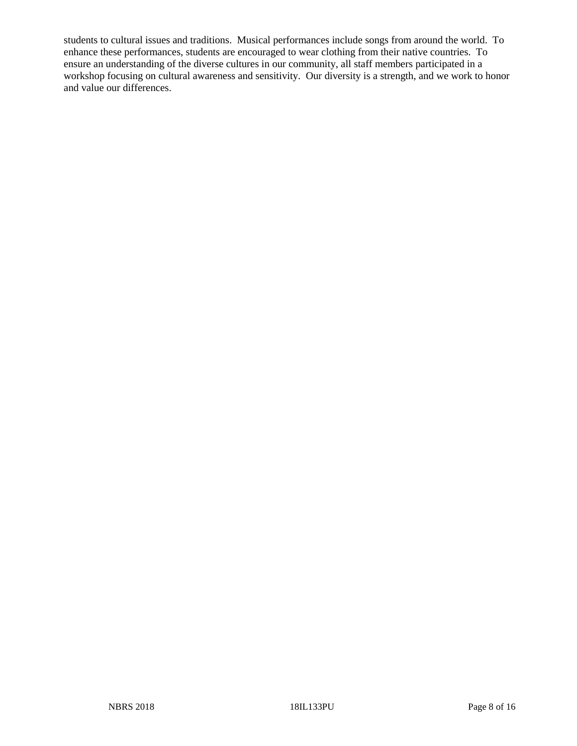students to cultural issues and traditions. Musical performances include songs from around the world. To enhance these performances, students are encouraged to wear clothing from their native countries. To ensure an understanding of the diverse cultures in our community, all staff members participated in a workshop focusing on cultural awareness and sensitivity. Our diversity is a strength, and we work to honor and value our differences.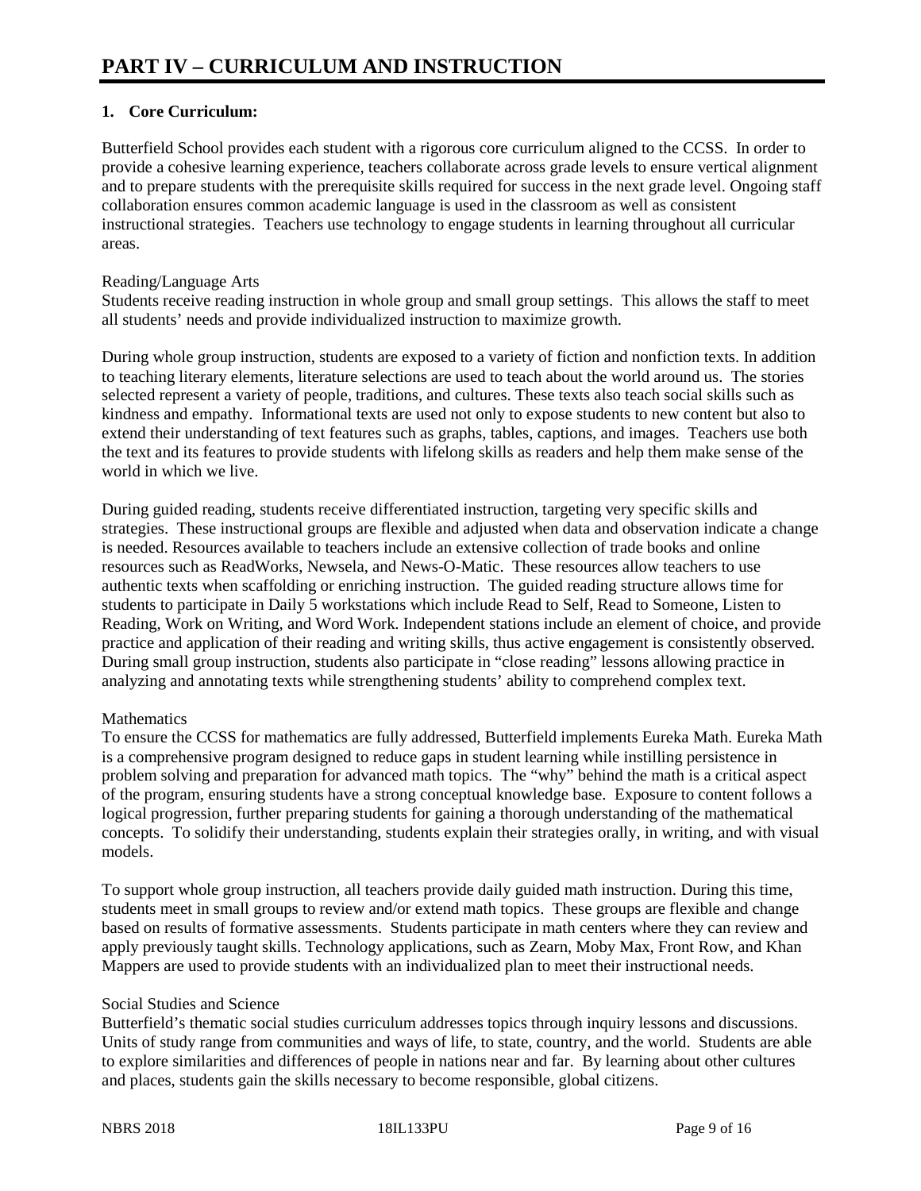# PART IV – CURRICULUM AND INSTRUCTION

**1. Core Curriculum:**

Butterfield School provides each student with a rigorous core curriculum aligned to the CCSS. In order to provide a cohesive learning experience, teachers collaborate across grade levels to ensure vertical alignment and to prepare students with the prerequisite skills required for success in the next grade level. Ongoing staff collaboration ensures common academic language is used in the classroom as well as consistent instructional strategies. Teachers use technology to engage students in learning throughout all curricular areas.

Reading/Language Arts

Students receive reading instruction in whole group and small group settings. This allows the staff to meet all students' needs and provide individualized instruction to maximize growth.

During whole group instruction, students are exposed to a variety of fiction and nonfiction texts. In addition to teaching literary elements, literature selections are used to teach about the world around us. The stories selected represent a variety of people, traditions, and cultures. These texts also teach social skills such as kindness and empathy. Informational texts are used not only to expose students to new content but also to extend their understanding of text features such as graphs, tables, captions, and images. Teachers use both the text and its features to provide students with lifelong skills as readers and help them make sense of the world in which we live.

During guided reading, students receive differentiated instruction, targeting very specific skills and strategies. These instructional groups are flexible and adjusted when data and observation indicate a change is needed. Resources available to teachers include an extensive collection of trade books and online resources such as ReadWorks, Newsela, and News-O-Matic. These resources allow teachers to use authentic texts when scaffolding or enriching instruction. The guided reading structure allows time for students to participate in Daily 5 workstations which include Read to Self, Read to Someone, Listen to Reading, Work on Writing, and Word Work. Independent stations include an element of choice, and provide practice and application of their reading and writing skills, thus active engagement is consistently observed. During small group instruction, students also participate in "close reading" lessons allowing practice in analyzing and annotating texts while strengthening students' ability to comprehend complex text.

Mathematics

To ensure the CCSS for mathematics are fully addressed, Butterfield implements Eureka Math. Eureka Math is a comprehensive program designed to reduce gaps in student learning while instilling persistence in problem solving and preparation for advanced math topics. The "why" behind the math is a critical aspect of the program, ensuring students have a strong conceptual knowledge base. Exposure to content follows a logical progression, further preparing students for gaining a thorough understanding of the mathematical concepts. To solidify their understanding, students explain their strategies orally, in writing, and with visual models.

To support whole group instruction, all teachers provide daily guided math instruction. During this time, students meet in small groups to review and/or extend math topics. These groups are flexible and change based on results of formative assessments. Students participate in math centers where they can review and apply previously taught skills. Technology applications, such as Zearn, Moby Max, Front Row, and Khan Mappers are used to provide students with an individualized plan to meet their instructional needs.

Social Studies and Science

Butterfield's thematic social studies curriculum addresses topics through inquiry lessons and discussions. Units of study range from communities and ways of life, to state, country, and the world. Students are able to explore similarities and differences of people in nations near and far. By learning about other cultures and places, students gain the skills necessary to become responsible, global citizens.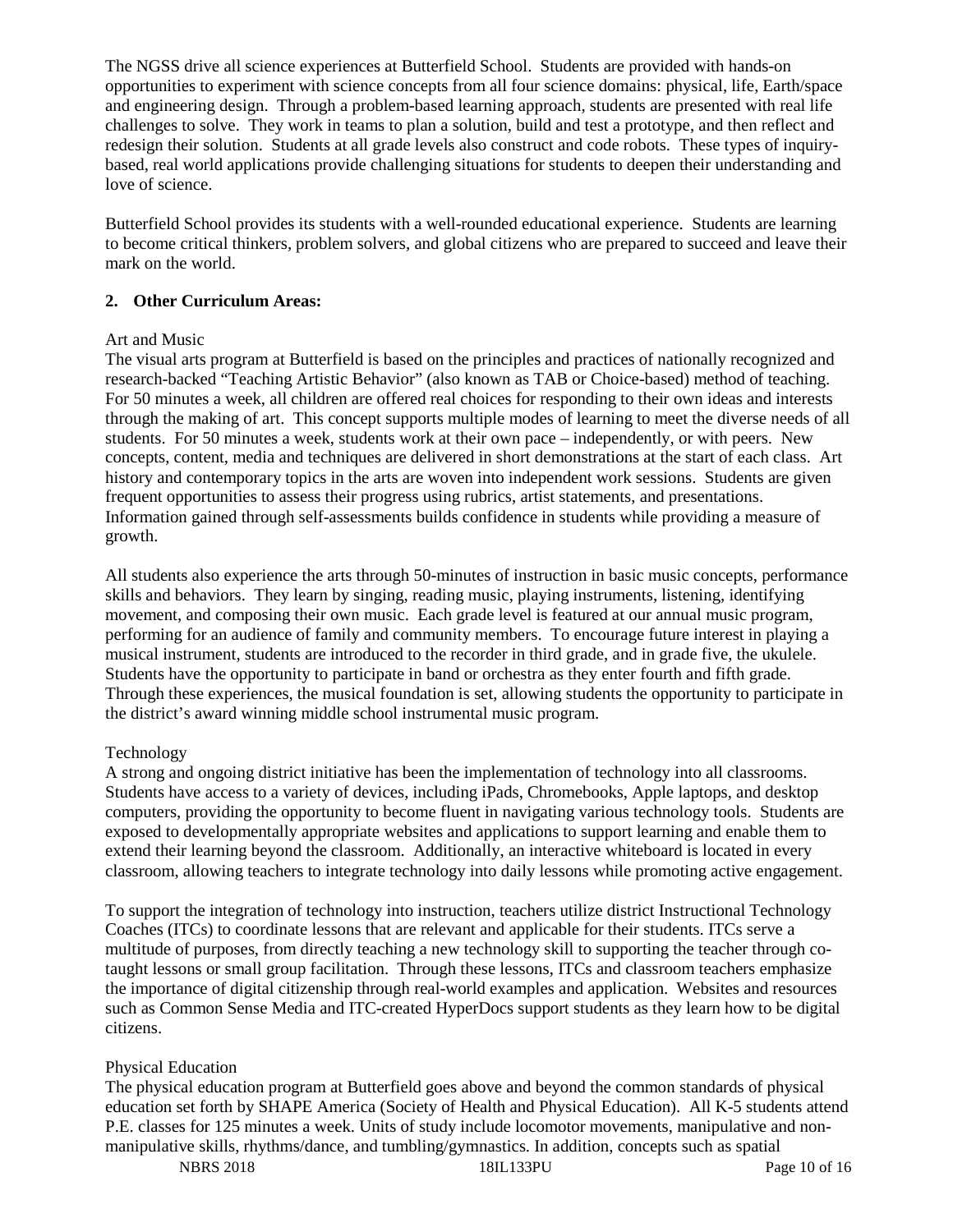The NGSS drive all science experiences at Butterfield School. Students are provided with hands-on opportunities to experiment with science concepts from all four science domains: physical, life, Earth/space and engineering design. Through a problem-based learning approach, students are presented with real life challenges to solve. They work in teams to plan a solution, build and test a prototype, and then reflect and redesign their solution. Students at all grade levels also construct and code robots. These types of inquiry-based, real world applications provide challenging situations for students to deepen their understanding and love of science.

Butterfield School provides its students with a well-rounded educational experience. Students are learning to become critical thinkers, problem solvers, and global citizens who are prepared to succeed and leave their mark on the world.

**2. Other Curriculum Areas:**

Art and Music

The visual arts program at Butterfield is based on the principles and practices of nationally recognized and research-backed "Teaching Artistic Behavior" (also known as TAB or Choice-based) method of teaching. For 50 minutes a week, all children are offered real choices for responding to their own ideas and interests through the making of art. This concept supports multiple modes of learning to meet the diverse needs of all students. For 50 minutes a week, students work at their own pace – independently, or with peers. New concepts, content, media and techniques are delivered in short demonstrations at the start of each class. Art history and contemporary topics in the arts are woven into independent work sessions. Students are given frequent opportunities to assess their progress using rubrics, artist statements, and presentations. Information gained through self-assessments builds confidence in students while providing a measure of growth.

All students also experience the arts through 50-minutes of instruction in basic music concepts, performance skills and behaviors. They learn by singing, reading music, playing instruments, listening, identifying movement, and composing their own music. Each grade level is featured at our annual music program, performing for an audience of family and community members. To encourage future interest in playing a musical instrument, students are introduced to the recorder in third grade, and in grade five, the ukulele. Students have the opportunity to participate in band or orchestra as they enter fourth and fifth grade. Through these experiences, the musical foundation is set, allowing students the opportunity to participate in the district's award winning middle school instrumental music program.

Technology

A strong and ongoing district initiative has been the implementation of technology into all classrooms. Students have access to a variety of devices, including iPads, Chromebooks, Apple laptops, and desktop computers, providing the opportunity to become fluent in navigating various technology tools. Students are exposed to developmentally appropriate websites and applications to support learning and enable them to extend their learning beyond the classroom. Additionally, an interactive whiteboard is located in every classroom, allowing teachers to integrate technology into daily lessons while promoting active engagement.

To support the integration of technology into instruction, teachers utilize district Instructional Technology Coaches (ITCs) to coordinate lessons that are relevant and applicable for their students. ITCs serve a multitude of purposes, from directly teaching a new technology skill to supporting the teacher through co-taught lessons or small group facilitation. Through these lessons, ITCs and classroom teachers emphasize the importance of digital citizenship through real-world examples and application. Websites and resources such as Common Sense Media and ITC-created HyperDocs support students as they learn how to be digital citizens.

Physical Education

The physical education program at Butterfield goes above and beyond the common standards of physical education set forth by SHAPE America (Society of Health and Physical Education). All K-5 students attend P.E. classes for 125 minutes a week. Units of study include locomotor movements, manipulative and non-manipulative skills, rhythms/dance, and tumbling/gymnastics. In addition, concepts such as spatial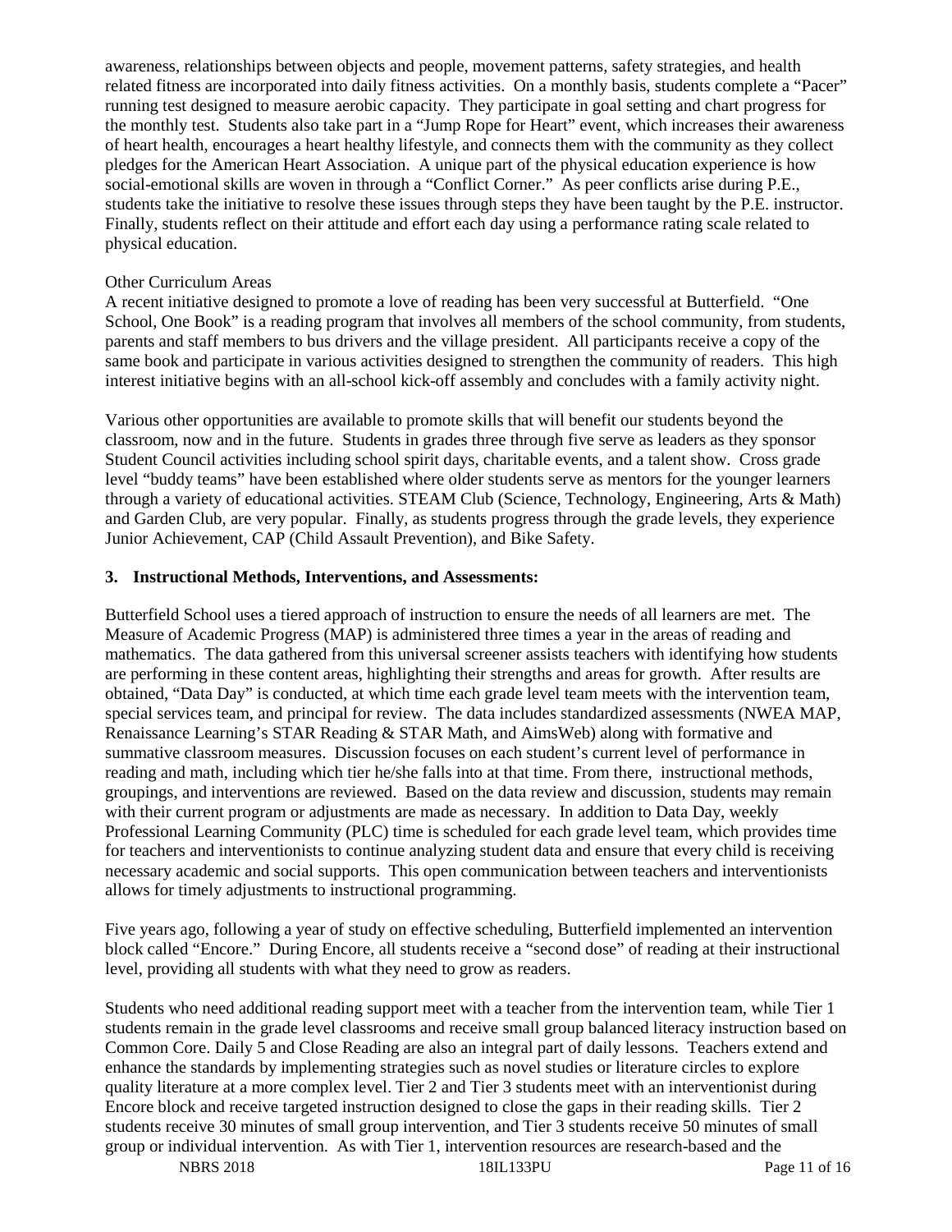awareness, relationships between objects and people, movement patterns, safety strategies, and health related fitness are incorporated into daily fitness activities. On a monthly basis, students complete a "Pacer" running test designed to measure aerobic capacity. They participate in goal setting and chart progress for the monthly test. Students also take part in a "Jump Rope for Heart" event, which increases their awareness of heart health, encourages a heart healthy lifestyle, and connects them with the community as they collect pledges for the American Heart Association. A unique part of the physical education experience is how social-emotional skills are woven in through a "Conflict Corner." As peer conflicts arise during P.E., students take the initiative to resolve these issues through steps they have been taught by the P.E. instructor. Finally, students reflect on their attitude and effort each day using a performance rating scale related to physical education.

Other Curriculum Areas

A recent initiative designed to promote a love of reading has been very successful at Butterfield. "One School, One Book" is a reading program that involves all members of the school community, from students, parents and staff members to bus drivers and the village president. All participants receive a copy of the same book and participate in various activities designed to strengthen the community of readers. This high interest initiative begins with an all-school kick-off assembly and concludes with a family activity night.

Various other opportunities are available to promote skills that will benefit our students beyond the classroom, now and in the future. Students in grades three through five serve as leaders as they sponsor Student Council activities including school spirit days, charitable events, and a talent show. Cross grade level "buddy teams" have been established where older students serve as mentors for the younger learners through a variety of educational activities. STEAM Club (Science, Technology, Engineering, Arts & Math) and Garden Club, are very popular. Finally, as students progress through the grade levels, they experience Junior Achievement, CAP (Child Assault Prevention), and Bike Safety.

**3. Instructional Methods, Interventions, and Assessments:**

Butterfield School uses a tiered approach of instruction to ensure the needs of all learners are met. The Measure of Academic Progress (MAP) is administered three times a year in the areas of reading and mathematics. The data gathered from this universal screener assists teachers with identifying how students are performing in these content areas, highlighting their strengths and areas for growth. After results are obtained, "Data Day" is conducted, at which time each grade level team meets with the intervention team, special services team, and principal for review. The data includes standardized assessments (NWEA MAP, Renaissance Learning's STAR Reading & STAR Math, and AimsWeb) along with formative and summative classroom measures. Discussion focuses on each student's current level of performance in reading and math, including which tier he/she falls into at that time. From there, instructional methods, groupings, and interventions are reviewed. Based on the data review and discussion, students may remain with their current program or adjustments are made as necessary. In addition to Data Day, weekly Professional Learning Community (PLC) time is scheduled for each grade level team, which provides time for teachers and interventionists to continue analyzing student data and ensure that every child is receiving necessary academic and social supports. This open communication between teachers and interventionists allows for timely adjustments to instructional programming.

Five years ago, following a year of study on effective scheduling, Butterfield implemented an intervention block called "Encore." During Encore, all students receive a "second dose" of reading at their instructional level, providing all students with what they need to grow as readers.

Students who need additional reading support meet with a teacher from the intervention team, while Tier 1 students remain in the grade level classrooms and receive small group balanced literacy instruction based on Common Core. Daily 5 and Close Reading are also an integral part of daily lessons. Teachers extend and enhance the standards by implementing strategies such as novel studies or literature circles to explore quality literature at a more complex level. Tier 2 and Tier 3 students meet with an interventionist during Encore block and receive targeted instruction designed to close the gaps in their reading skills. Tier 2 students receive 30 minutes of small group intervention, and Tier 3 students receive 50 minutes of small group or individual intervention. As with Tier 1, intervention resources are research-based and the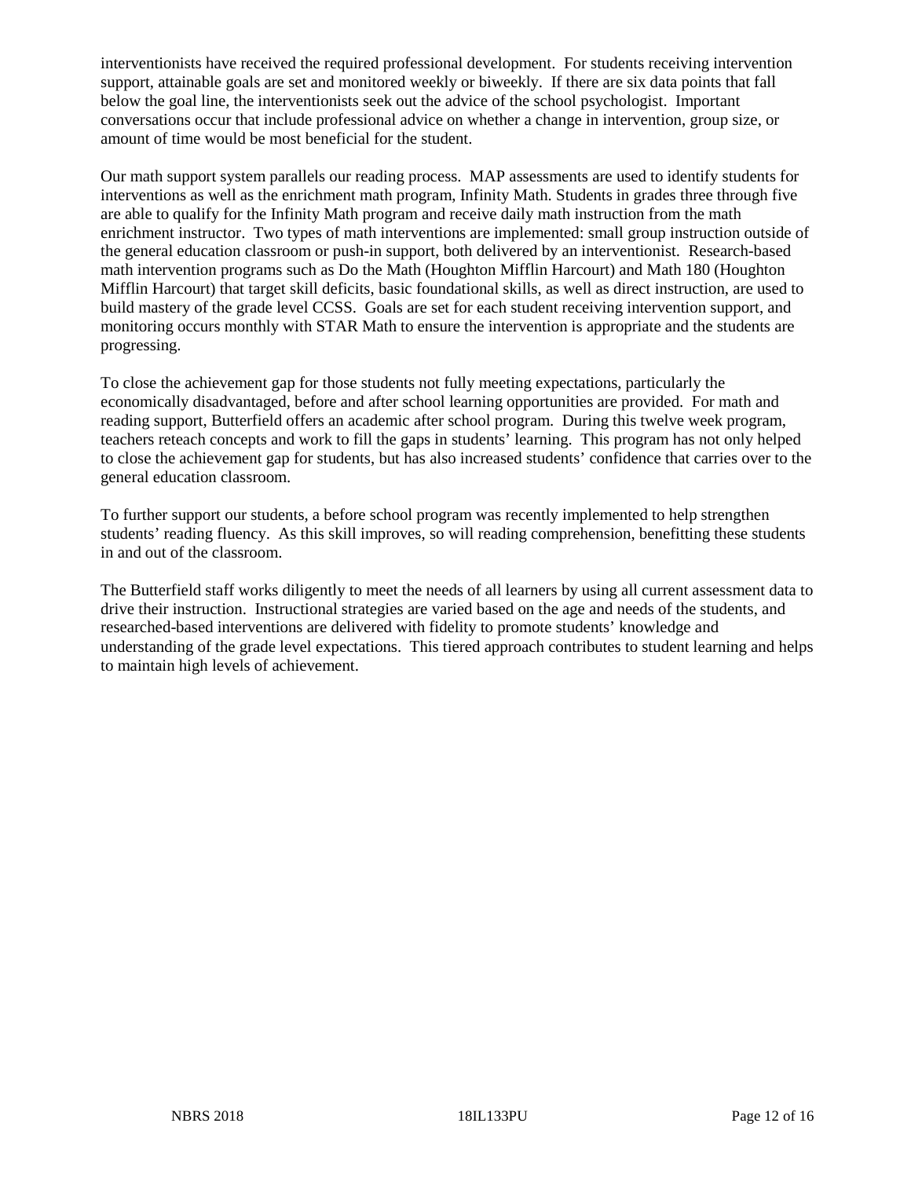interventionists have received the required professional development. For students receiving intervention support, attainable goals are set and monitored weekly or biweekly. If there are six data points that fall below the goal line, the interventionists seek out the advice of the school psychologist. Important conversations occur that include professional advice on whether a change in intervention, group size, or amount of time would be most beneficial for the student.

Our math support system parallels our reading process. MAP assessments are used to identify students for interventions as well as the enrichment math program, Infinity Math. Students in grades three through five are able to qualify for the Infinity Math program and receive daily math instruction from the math enrichment instructor. Two types of math interventions are implemented: small group instruction outside of the general education classroom or push-in support, both delivered by an interventionist. Research-based math intervention programs such as Do the Math (Houghton Mifflin Harcourt) and Math 180 (Houghton Mifflin Harcourt) that target skill deficits, basic foundational skills, as well as direct instruction, are used to build mastery of the grade level CCSS. Goals are set for each student receiving intervention support, and monitoring occurs monthly with STAR Math to ensure the intervention is appropriate and the students are progressing.

To close the achievement gap for those students not fully meeting expectations, particularly the economically disadvantaged, before and after school learning opportunities are provided. For math and reading support, Butterfield offers an academic after school program. During this twelve week program, teachers reteach concepts and work to fill the gaps in students' learning. This program has not only helped to close the achievement gap for students, but has also increased students' confidence that carries over to the general education classroom.

To further support our students, a before school program was recently implemented to help strengthen students' reading fluency. As this skill improves, so will reading comprehension, benefitting these students in and out of the classroom.

The Butterfield staff works diligently to meet the needs of all learners by using all current assessment data to drive their instruction. Instructional strategies are varied based on the age and needs of the students, and researched-based interventions are delivered with fidelity to promote students' knowledge and understanding of the grade level expectations. This tiered approach contributes to student learning and helps to maintain high levels of achievement.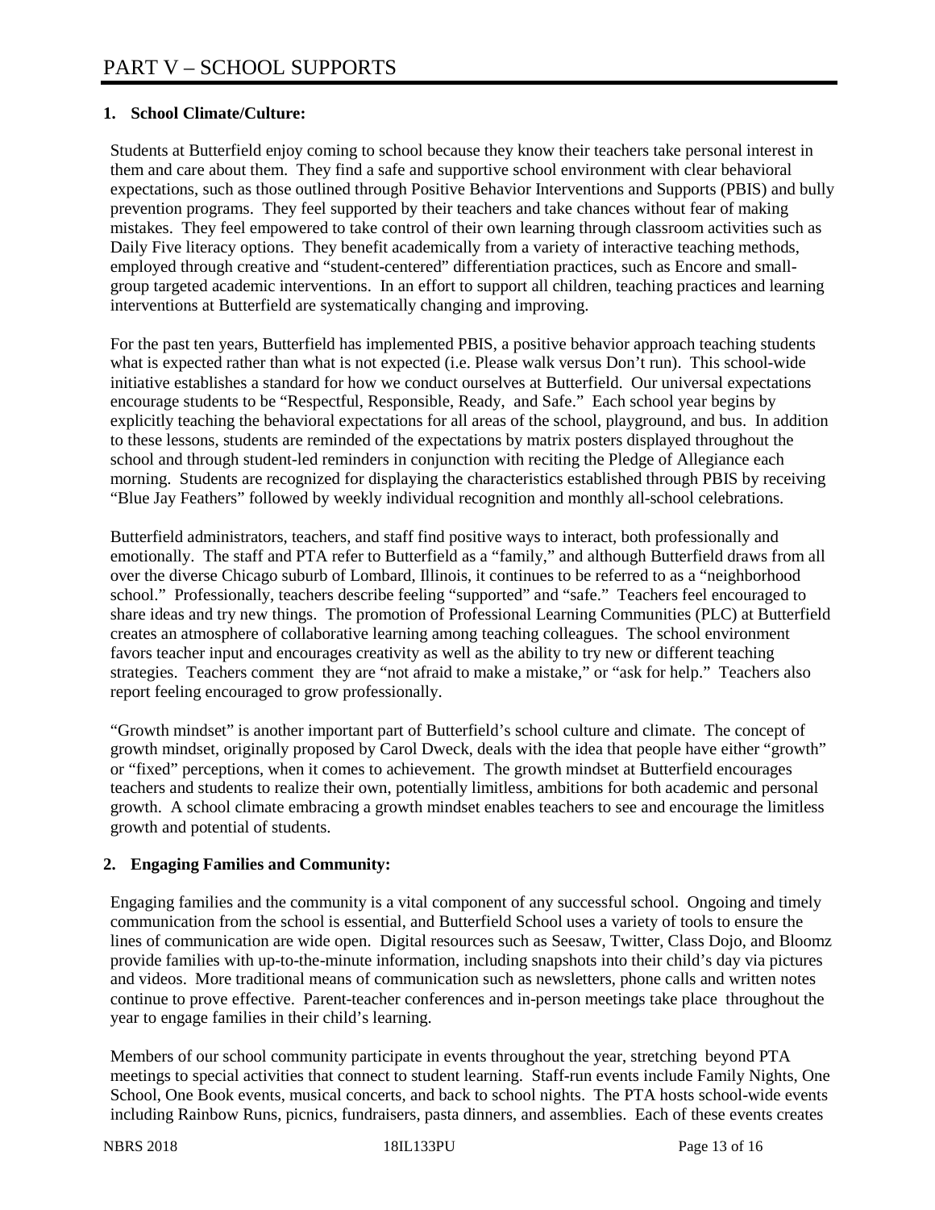# PART V – SCHOOL SUPPORTS

**1. School Climate/Culture:**

Students at Butterfield enjoy coming to school because they know their teachers take personal interest in them and care about them. They find a safe and supportive school environment with clear behavioral expectations, such as those outlined through Positive Behavior Interventions and Supports (PBIS) and bully prevention programs. They feel supported by their teachers and take chances without fear of making mistakes. They feel empowered to take control of their own learning through classroom activities such as Daily Five literacy options. They benefit academically from a variety of interactive teaching methods, employed through creative and "student-centered" differentiation practices, such as Encore and small-group targeted academic interventions. In an effort to support all children, teaching practices and learning interventions at Butterfield are systematically changing and improving.

For the past ten years, Butterfield has implemented PBIS, a positive behavior approach teaching students what is expected rather than what is not expected (i.e. Please walk versus Don't run). This school-wide initiative establishes a standard for how we conduct ourselves at Butterfield. Our universal expectations encourage students to be "Respectful, Responsible, Ready, and Safe." Each school year begins by explicitly teaching the behavioral expectations for all areas of the school, playground, and bus. In addition to these lessons, students are reminded of the expectations by matrix posters displayed throughout the school and through student-led reminders in conjunction with reciting the Pledge of Allegiance each morning. Students are recognized for displaying the characteristics established through PBIS by receiving "Blue Jay Feathers" followed by weekly individual recognition and monthly all-school celebrations.

Butterfield administrators, teachers, and staff find positive ways to interact, both professionally and emotionally. The staff and PTA refer to Butterfield as a "family," and although Butterfield draws from all over the diverse Chicago suburb of Lombard, Illinois, it continues to be referred to as a "neighborhood school." Professionally, teachers describe feeling "supported" and "safe." Teachers feel encouraged to share ideas and try new things. The promotion of Professional Learning Communities (PLC) at Butterfield creates an atmosphere of collaborative learning among teaching colleagues. The school environment favors teacher input and encourages creativity as well as the ability to try new or different teaching strategies. Teachers comment they are "not afraid to make a mistake," or "ask for help." Teachers also report feeling encouraged to grow professionally.

"Growth mindset" is another important part of Butterfield's school culture and climate. The concept of growth mindset, originally proposed by Carol Dweck, deals with the idea that people have either "growth" or "fixed" perceptions, when it comes to achievement. The growth mindset at Butterfield encourages teachers and students to realize their own, potentially limitless, ambitions for both academic and personal growth. A school climate embracing a growth mindset enables teachers to see and encourage the limitless growth and potential of students.

**2. Engaging Families and Community:**

Engaging families and the community is a vital component of any successful school. Ongoing and timely communication from the school is essential, and Butterfield School uses a variety of tools to ensure the lines of communication are wide open. Digital resources such as Seesaw, Twitter, Class Dojo, and Bloomz provide families with up-to-the-minute information, including snapshots into their child's day via pictures and videos. More traditional means of communication such as newsletters, phone calls and written notes continue to prove effective. Parent-teacher conferences and in-person meetings take place throughout the year to engage families in their child's learning.

Members of our school community participate in events throughout the year, stretching beyond PTA meetings to special activities that connect to student learning. Staff-run events include Family Nights, One School, One Book events, musical concerts, and back to school nights. The PTA hosts school-wide events including Rainbow Runs, picnics, fundraisers, pasta dinners, and assemblies. Each of these events creates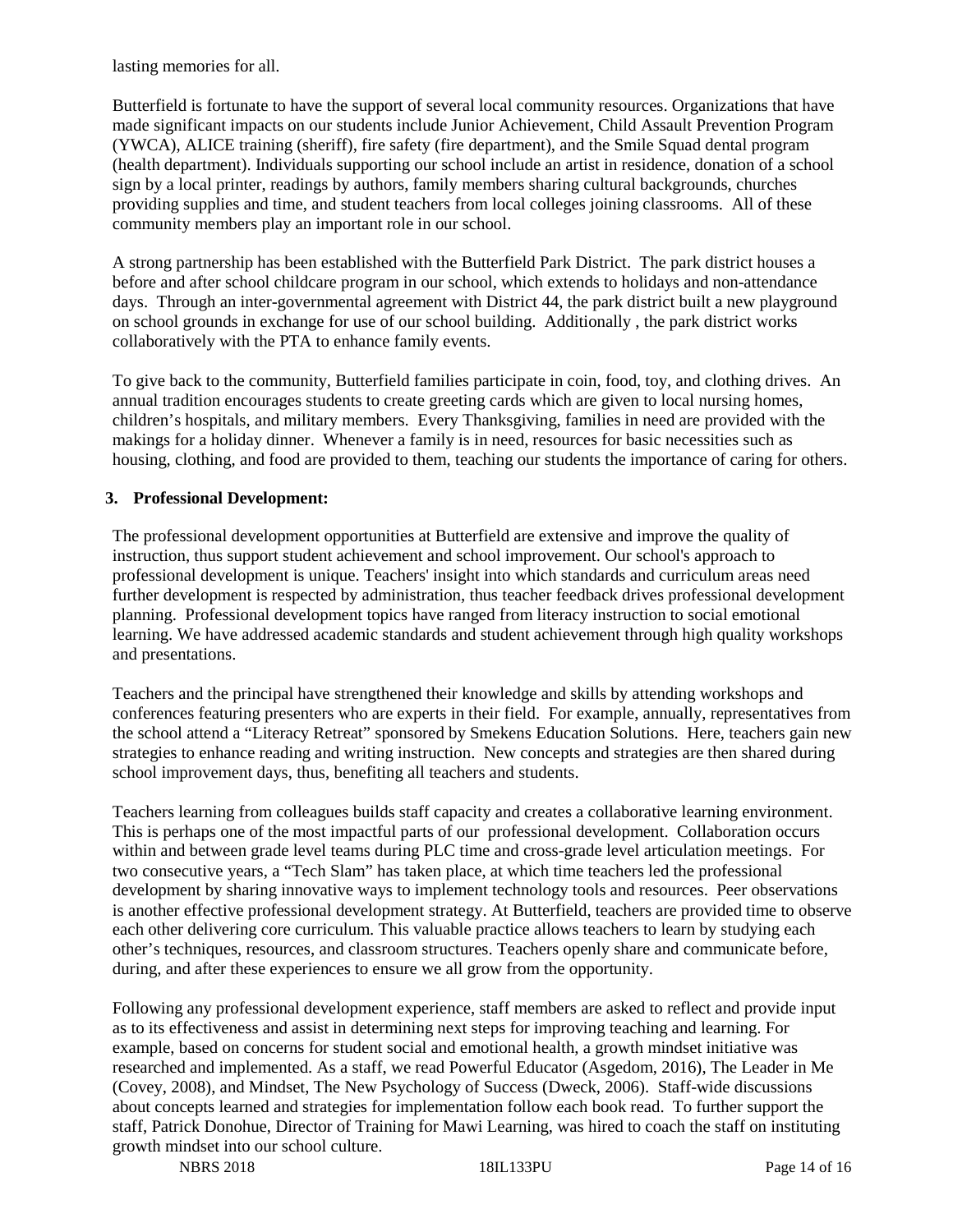lasting memories for all.

Butterfield is fortunate to have the support of several local community resources. Organizations that have made significant impacts on our students include Junior Achievement, Child Assault Prevention Program (YWCA), ALICE training (sheriff), fire safety (fire department), and the Smile Squad dental program (health department). Individuals supporting our school include an artist in residence, donation of a school sign by a local printer, readings by authors, family members sharing cultural backgrounds, churches providing supplies and time, and student teachers from local colleges joining classrooms. All of these community members play an important role in our school.

A strong partnership has been established with the Butterfield Park District. The park district houses a before and after school childcare program in our school, which extends to holidays and non-attendance days. Through an inter-governmental agreement with District 44, the park district built a new playground on school grounds in exchange for use of our school building. Additionally , the park district works collaboratively with the PTA to enhance family events.

To give back to the community, Butterfield families participate in coin, food, toy, and clothing drives. An annual tradition encourages students to create greeting cards which are given to local nursing homes, children's hospitals, and military members. Every Thanksgiving, families in need are provided with the makings for a holiday dinner. Whenever a family is in need, resources for basic necessities such as housing, clothing, and food are provided to them, teaching our students the importance of caring for others.

**3. Professional Development:**

The professional development opportunities at Butterfield are extensive and improve the quality of instruction, thus support student achievement and school improvement. Our school's approach to professional development is unique. Teachers' insight into which standards and curriculum areas need further development is respected by administration, thus teacher feedback drives professional development planning. Professional development topics have ranged from literacy instruction to social emotional learning. We have addressed academic standards and student achievement through high quality workshops and presentations.

Teachers and the principal have strengthened their knowledge and skills by attending workshops and conferences featuring presenters who are experts in their field. For example, annually, representatives from the school attend a "Literacy Retreat" sponsored by Smekens Education Solutions. Here, teachers gain new strategies to enhance reading and writing instruction. New concepts and strategies are then shared during school improvement days, thus, benefiting all teachers and students.

Teachers learning from colleagues builds staff capacity and creates a collaborative learning environment. This is perhaps one of the most impactful parts of our professional development. Collaboration occurs within and between grade level teams during PLC time and cross-grade level articulation meetings. For two consecutive years, a "Tech Slam" has taken place, at which time teachers led the professional development by sharing innovative ways to implement technology tools and resources. Peer observations is another effective professional development strategy. At Butterfield, teachers are provided time to observe each other delivering core curriculum. This valuable practice allows teachers to learn by studying each other's techniques, resources, and classroom structures. Teachers openly share and communicate before, during, and after these experiences to ensure we all grow from the opportunity.

Following any professional development experience, staff members are asked to reflect and provide input as to its effectiveness and assist in determining next steps for improving teaching and learning. For example, based on concerns for student social and emotional health, a growth mindset initiative was researched and implemented. As a staff, we read Powerful Educator (Asgedom, 2016), The Leader in Me (Covey, 2008), and Mindset, The New Psychology of Success (Dweck, 2006). Staff-wide discussions about concepts learned and strategies for implementation follow each book read. To further support the staff, Patrick Donohue, Director of Training for Mawi Learning, was hired to coach the staff on instituting growth mindset into our school culture.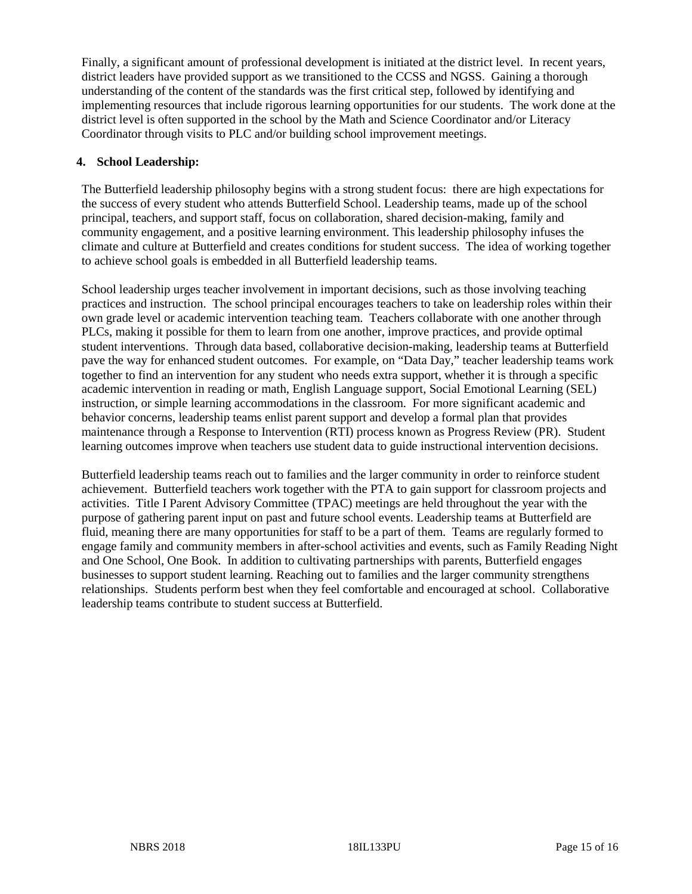Finally, a significant amount of professional development is initiated at the district level. In recent years, district leaders have provided support as we transitioned to the CCSS and NGSS. Gaining a thorough understanding of the content of the standards was the first critical step, followed by identifying and implementing resources that include rigorous learning opportunities for our students. The work done at the district level is often supported in the school by the Math and Science Coordinator and/or Literacy Coordinator through visits to PLC and/or building school improvement meetings.

**4. School Leadership:**

The Butterfield leadership philosophy begins with a strong student focus: there are high expectations for the success of every student who attends Butterfield School. Leadership teams, made up of the school principal, teachers, and support staff, focus on collaboration, shared decision-making, family and community engagement, and a positive learning environment. This leadership philosophy infuses the climate and culture at Butterfield and creates conditions for student success. The idea of working together to achieve school goals is embedded in all Butterfield leadership teams.

School leadership urges teacher involvement in important decisions, such as those involving teaching practices and instruction. The school principal encourages teachers to take on leadership roles within their own grade level or academic intervention teaching team. Teachers collaborate with one another through PLCs, making it possible for them to learn from one another, improve practices, and provide optimal student interventions. Through data based, collaborative decision-making, leadership teams at Butterfield pave the way for enhanced student outcomes. For example, on "Data Day," teacher leadership teams work together to find an intervention for any student who needs extra support, whether it is through a specific academic intervention in reading or math, English Language support, Social Emotional Learning (SEL) instruction, or simple learning accommodations in the classroom. For more significant academic and behavior concerns, leadership teams enlist parent support and develop a formal plan that provides maintenance through a Response to Intervention (RTI) process known as Progress Review (PR). Student learning outcomes improve when teachers use student data to guide instructional intervention decisions.

Butterfield leadership teams reach out to families and the larger community in order to reinforce student achievement. Butterfield teachers work together with the PTA to gain support for classroom projects and activities. Title I Parent Advisory Committee (TPAC) meetings are held throughout the year with the purpose of gathering parent input on past and future school events. Leadership teams at Butterfield are fluid, meaning there are many opportunities for staff to be a part of them. Teams are regularly formed to engage family and community members in after-school activities and events, such as Family Reading Night and One School, One Book. In addition to cultivating partnerships with parents, Butterfield engages businesses to support student learning. Reaching out to families and the larger community strengthens relationships. Students perform best when they feel comfortable and encouraged at school. Collaborative leadership teams contribute to student success at Butterfield.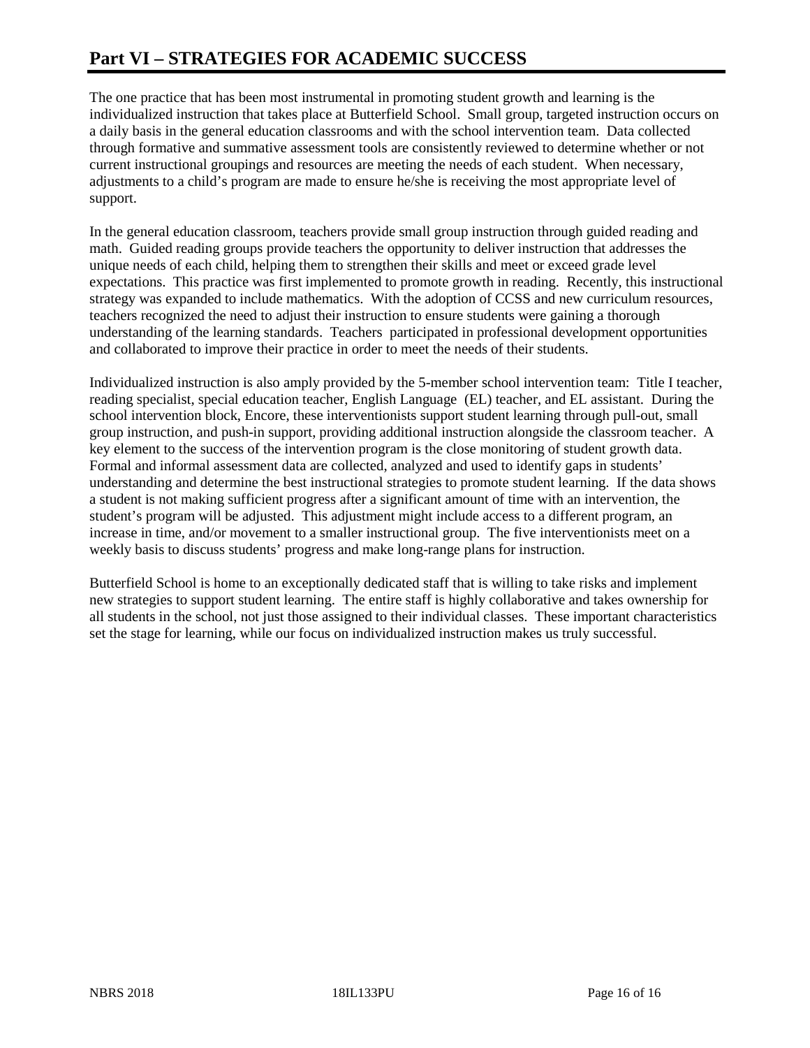# Part VI – STRATEGIES FOR ACADEMIC SUCCESS

The one practice that has been most instrumental in promoting student growth and learning is the individualized instruction that takes place at Butterfield School. Small group, targeted instruction occurs on a daily basis in the general education classrooms and with the school intervention team. Data collected through formative and summative assessment tools are consistently reviewed to determine whether or not current instructional groupings and resources are meeting the needs of each student. When necessary, adjustments to a child's program are made to ensure he/she is receiving the most appropriate level of support.

In the general education classroom, teachers provide small group instruction through guided reading and math. Guided reading groups provide teachers the opportunity to deliver instruction that addresses the unique needs of each child, helping them to strengthen their skills and meet or exceed grade level expectations. This practice was first implemented to promote growth in reading. Recently, this instructional strategy was expanded to include mathematics. With the adoption of CCSS and new curriculum resources, teachers recognized the need to adjust their instruction to ensure students were gaining a thorough understanding of the learning standards. Teachers participated in professional development opportunities and collaborated to improve their practice in order to meet the needs of their students.

Individualized instruction is also amply provided by the 5-member school intervention team: Title I teacher, reading specialist, special education teacher, English Language (EL) teacher, and EL assistant. During the school intervention block, Encore, these interventionists support student learning through pull-out, small group instruction, and push-in support, providing additional instruction alongside the classroom teacher. A key element to the success of the intervention program is the close monitoring of student growth data. Formal and informal assessment data are collected, analyzed and used to identify gaps in students' understanding and determine the best instructional strategies to promote student learning. If the data shows a student is not making sufficient progress after a significant amount of time with an intervention, the student's program will be adjusted. This adjustment might include access to a different program, an increase in time, and/or movement to a smaller instructional group. The five interventionists meet on a weekly basis to discuss students' progress and make long-range plans for instruction.

Butterfield School is home to an exceptionally dedicated staff that is willing to take risks and implement new strategies to support student learning. The entire staff is highly collaborative and takes ownership for all students in the school, not just those assigned to their individual classes. These important characteristics set the stage for learning, while our focus on individualized instruction makes us truly successful.